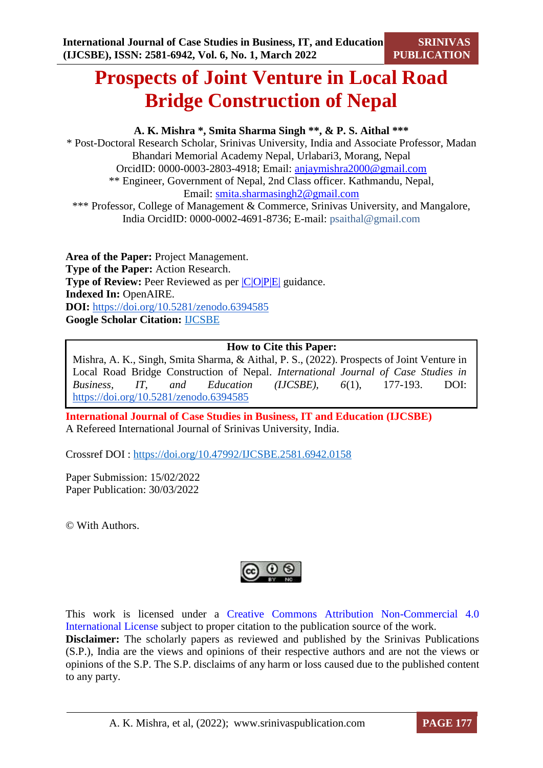# Prospects of Joint Venture in Local Road Bridge Construction of Nepal

**A. K. Mishra *, Smita Sharma Singh **, & P. S. Aithal *****

\* Post-Doctoral Research Scholar, Srinivas University, India and Associate Professor, Madan Bhandari Memorial Academy Nepal, Urlabari3, Morang, Nepal
OrcidID: 0000-0003-2803-4918; Email: anjaymishra2000@gmail.com

** Engineer, Government of Nepal, 2nd Class officer. Kathmandu, Nepal,
Email: smita.sharmasingh2@gmail.com

*** Professor, College of Management & Commerce, Srinivas University, and Mangalore, India OrcidID: 0000-0002-4691-8736; E-mail: psaithal@gmail.com

**Area of the Paper:** Project Management.
**Type of the Paper:** Action Research.
**Type of Review:** Peer Reviewed as per |C|O|P|E| guidance.
**Indexed In:** OpenAIRE.
**DOI:** https://doi.org/10.5281/zenodo.6394585
**Google Scholar Citation:** IJCSBE

| How to Cite this Paper: |
|---|
| Mishra, A. K., Singh, Smita Sharma, & Aithal, P. S., (2022). Prospects of Joint Venture in Local Road Bridge Construction of Nepal. *International Journal of Case Studies in Business, IT, and Education (IJCSBE), 6*(1), 177-193. DOI: https://doi.org/10.5281/zenodo.6394585 |

**International Journal of Case Studies in Business, IT and Education (IJCSBE)**
A Refereed International Journal of Srinivas University, India.

Crossref DOI : https://doi.org/10.47992/IJCSBE.2581.6942.0158

Paper Submission: 15/02/2022
Paper Publication: 30/03/2022

© With Authors.

This work is licensed under a Creative Commons Attribution Non-Commercial 4.0 International License subject to proper citation to the publication source of the work.
**Disclaimer:** The scholarly papers as reviewed and published by the Srinivas Publications (S.P.), India are the views and opinions of their respective authors and are not the views or opinions of the S.P. The S.P. disclaims of any harm or loss caused due to the published content to any party.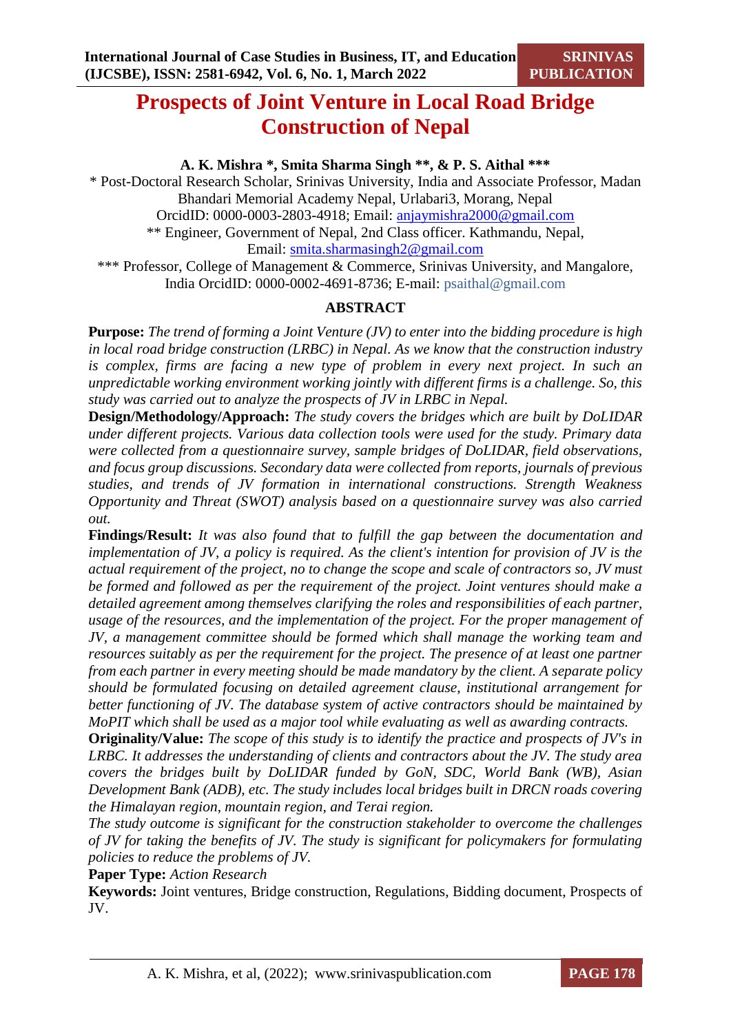# Prospects of Joint Venture in Local Road Bridge Construction of Nepal

**A. K. Mishra \*, Smita Sharma Singh \*\*, & P. S. Aithal \*\*\***

\* Post-Doctoral Research Scholar, Srinivas University, India and Associate Professor, Madan Bhandari Memorial Academy Nepal, Urlabari3, Morang, Nepal
OrcidID: 0000-0003-2803-4918; Email: anjaymishra2000@gmail.com

\*\* Engineer, Government of Nepal, 2nd Class officer. Kathmandu, Nepal,
Email: smita.sharmasingh2@gmail.com

\*\*\* Professor, College of Management & Commerce, Srinivas University, and Mangalore, India OrcidID: 0000-0002-4691-8736; E-mail: psaithal@gmail.com

## ABSTRACT

**Purpose:** *The trend of forming a Joint Venture (JV) to enter into the bidding procedure is high in local road bridge construction (LRBC) in Nepal. As we know that the construction industry is complex, firms are facing a new type of problem in every next project. In such an unpredictable working environment working jointly with different firms is a challenge. So, this study was carried out to analyze the prospects of JV in LRBC in Nepal.*

**Design/Methodology/Approach:** *The study covers the bridges which are built by DoLIDAR under different projects. Various data collection tools were used for the study. Primary data were collected from a questionnaire survey, sample bridges of DoLIDAR, field observations, and focus group discussions. Secondary data were collected from reports, journals of previous studies, and trends of JV formation in international constructions. Strength Weakness Opportunity and Threat (SWOT) analysis based on a questionnaire survey was also carried out.*

**Findings/Result:** *It was also found that to fulfill the gap between the documentation and implementation of JV, a policy is required. As the client's intention for provision of JV is the actual requirement of the project, no to change the scope and scale of contractors so, JV must be formed and followed as per the requirement of the project. Joint ventures should make a detailed agreement among themselves clarifying the roles and responsibilities of each partner, usage of the resources, and the implementation of the project. For the proper management of JV, a management committee should be formed which shall manage the working team and resources suitably as per the requirement for the project. The presence of at least one partner from each partner in every meeting should be made mandatory by the client. A separate policy should be formulated focusing on detailed agreement clause, institutional arrangement for better functioning of JV. The database system of active contractors should be maintained by MoPIT which shall be used as a major tool while evaluating as well as awarding contracts.*

**Originality/Value:** *The scope of this study is to identify the practice and prospects of JV's in LRBC. It addresses the understanding of clients and contractors about the JV. The study area covers the bridges built by DoLIDAR funded by GoN, SDC, World Bank (WB), Asian Development Bank (ADB), etc. The study includes local bridges built in DRCN roads covering the Himalayan region, mountain region, and Terai region.*

*The study outcome is significant for the construction stakeholder to overcome the challenges of JV for taking the benefits of JV. The study is significant for policymakers for formulating policies to reduce the problems of JV.*

**Paper Type:** *Action Research*

**Keywords:** Joint ventures, Bridge construction, Regulations, Bidding document, Prospects of JV.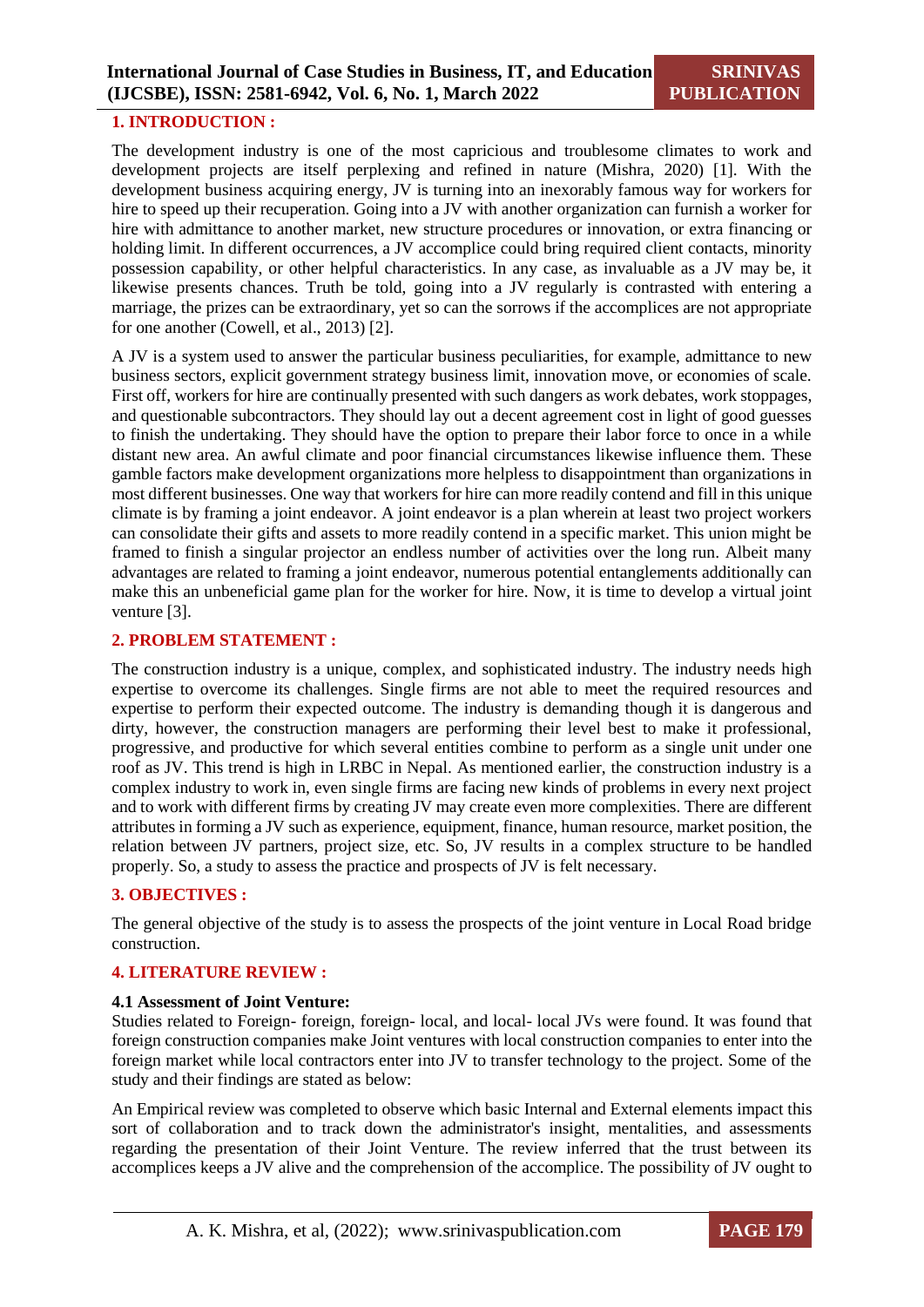## 1. INTRODUCTION :

The development industry is one of the most capricious and troublesome climates to work and development projects are itself perplexing and refined in nature (Mishra, 2020) [1]. With the development business acquiring energy, JV is turning into an inexorably famous way for workers for hire to speed up their recuperation. Going into a JV with another organization can furnish a worker for hire with admittance to another market, new structure procedures or innovation, or extra financing or holding limit. In different occurrences, a JV accomplice could bring required client contacts, minority possession capability, or other helpful characteristics. In any case, as invaluable as a JV may be, it likewise presents chances. Truth be told, going into a JV regularly is contrasted with entering a marriage, the prizes can be extraordinary, yet so can the sorrows if the accomplices are not appropriate for one another (Cowell, et al., 2013) [2].

A JV is a system used to answer the particular business peculiarities, for example, admittance to new business sectors, explicit government strategy business limit, innovation move, or economies of scale. First off, workers for hire are continually presented with such dangers as work debates, work stoppages, and questionable subcontractors. They should lay out a decent agreement cost in light of good guesses to finish the undertaking. They should have the option to prepare their labor force to once in a while distant new area. An awful climate and poor financial circumstances likewise influence them. These gamble factors make development organizations more helpless to disappointment than organizations in most different businesses. One way that workers for hire can more readily contend and fill in this unique climate is by framing a joint endeavor. A joint endeavor is a plan wherein at least two project workers can consolidate their gifts and assets to more readily contend in a specific market. This union might be framed to finish a singular projector an endless number of activities over the long run. Albeit many advantages are related to framing a joint endeavor, numerous potential entanglements additionally can make this an unbeneficial game plan for the worker for hire. Now, it is time to develop a virtual joint venture [3].

## 2. PROBLEM STATEMENT :

The construction industry is a unique, complex, and sophisticated industry. The industry needs high expertise to overcome its challenges. Single firms are not able to meet the required resources and expertise to perform their expected outcome. The industry is demanding though it is dangerous and dirty, however, the construction managers are performing their level best to make it professional, progressive, and productive for which several entities combine to perform as a single unit under one roof as JV. This trend is high in LRBC in Nepal. As mentioned earlier, the construction industry is a complex industry to work in, even single firms are facing new kinds of problems in every next project and to work with different firms by creating JV may create even more complexities. There are different attributes in forming a JV such as experience, equipment, finance, human resource, market position, the relation between JV partners, project size, etc. So, JV results in a complex structure to be handled properly. So, a study to assess the practice and prospects of JV is felt necessary.

## 3. OBJECTIVES :

The general objective of the study is to assess the prospects of the joint venture in Local Road bridge construction.

## 4. LITERATURE REVIEW :

### 4.1 Assessment of Joint Venture:

Studies related to Foreign- foreign, foreign- local, and local- local JVs were found. It was found that foreign construction companies make Joint ventures with local construction companies to enter into the foreign market while local contractors enter into JV to transfer technology to the project. Some of the study and their findings are stated as below:

An Empirical review was completed to observe which basic Internal and External elements impact this sort of collaboration and to track down the administrator's insight, mentalities, and assessments regarding the presentation of their Joint Venture. The review inferred that the trust between its accomplices keeps a JV alive and the comprehension of the accomplice. The possibility of JV ought to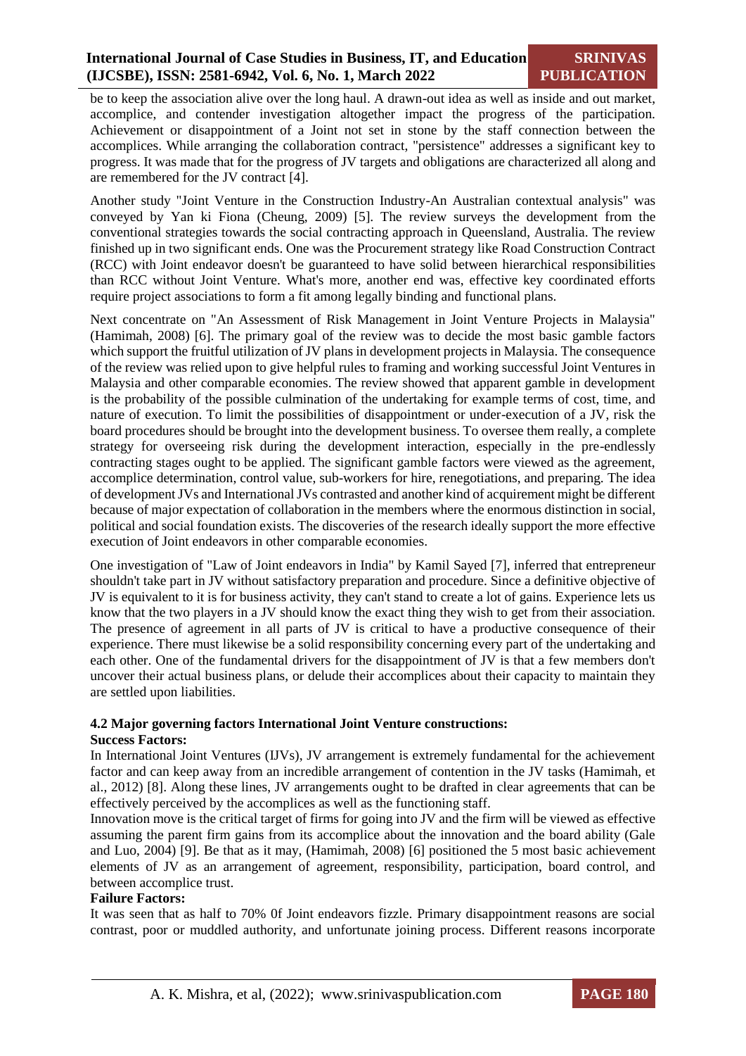be to keep the association alive over the long haul. A drawn-out idea as well as inside and out market, accomplice, and contender investigation altogether impact the progress of the participation. Achievement or disappointment of a Joint not set in stone by the staff connection between the accomplices. While arranging the collaboration contract, "persistence" addresses a significant key to progress. It was made that for the progress of JV targets and obligations are characterized all along and are remembered for the JV contract [4].

Another study "Joint Venture in the Construction Industry-An Australian contextual analysis" was conveyed by Yan ki Fiona (Cheung, 2009) [5]. The review surveys the development from the conventional strategies towards the social contracting approach in Queensland, Australia. The review finished up in two significant ends. One was the Procurement strategy like Road Construction Contract (RCC) with Joint endeavor doesn't be guaranteed to have solid between hierarchical responsibilities than RCC without Joint Venture. What's more, another end was, effective key coordinated efforts require project associations to form a fit among legally binding and functional plans.

Next concentrate on "An Assessment of Risk Management in Joint Venture Projects in Malaysia" (Hamimah, 2008) [6]. The primary goal of the review was to decide the most basic gamble factors which support the fruitful utilization of JV plans in development projects in Malaysia. The consequence of the review was relied upon to give helpful rules to framing and working successful Joint Ventures in Malaysia and other comparable economies. The review showed that apparent gamble in development is the probability of the possible culmination of the undertaking for example terms of cost, time, and nature of execution. To limit the possibilities of disappointment or under-execution of a JV, risk the board procedures should be brought into the development business. To oversee them really, a complete strategy for overseeing risk during the development interaction, especially in the pre-endlessly contracting stages ought to be applied. The significant gamble factors were viewed as the agreement, accomplice determination, control value, sub-workers for hire, renegotiations, and preparing. The idea of development JVs and International JVs contrasted and another kind of acquirement might be different because of major expectation of collaboration in the members where the enormous distinction in social, political and social foundation exists. The discoveries of the research ideally support the more effective execution of Joint endeavors in other comparable economies.

One investigation of "Law of Joint endeavors in India" by Kamil Sayed [7], inferred that entrepreneur shouldn't take part in JV without satisfactory preparation and procedure. Since a definitive objective of JV is equivalent to it is for business activity, they can't stand to create a lot of gains. Experience lets us know that the two players in a JV should know the exact thing they wish to get from their association. The presence of agreement in all parts of JV is critical to have a productive consequence of their experience. There must likewise be a solid responsibility concerning every part of the undertaking and each other. One of the fundamental drivers for the disappointment of JV is that a few members don't uncover their actual business plans, or delude their accomplices about their capacity to maintain they are settled upon liabilities.

### 4.2 Major governing factors International Joint Venture constructions:

**Success Factors:**

In International Joint Ventures (IJVs), JV arrangement is extremely fundamental for the achievement factor and can keep away from an incredible arrangement of contention in the JV tasks (Hamimah, et al., 2012) [8]. Along these lines, JV arrangements ought to be drafted in clear agreements that can be effectively perceived by the accomplices as well as the functioning staff.

Innovation move is the critical target of firms for going into JV and the firm will be viewed as effective assuming the parent firm gains from its accomplice about the innovation and the board ability (Gale and Luo, 2004) [9]. Be that as it may, (Hamimah, 2008) [6] positioned the 5 most basic achievement elements of JV as an arrangement of agreement, responsibility, participation, board control, and between accomplice trust.

**Failure Factors:**

It was seen that as half to 70% 0f Joint endeavors fizzle. Primary disappointment reasons are social contrast, poor or muddled authority, and unfortunate joining process. Different reasons incorporate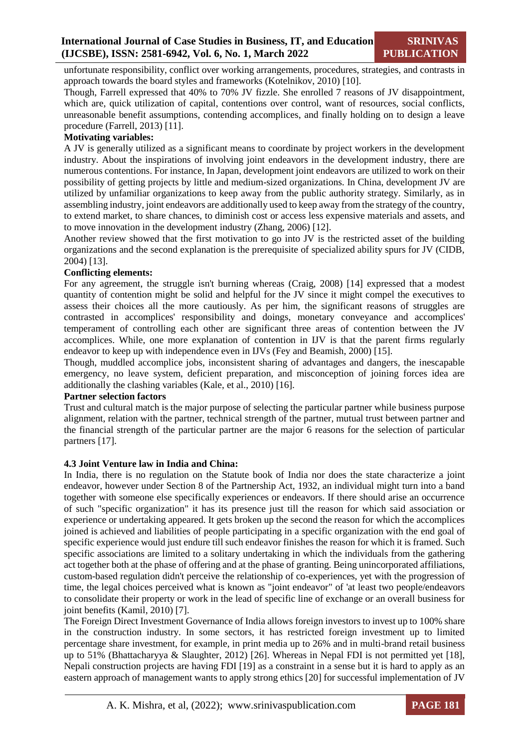unfortunate responsibility, conflict over working arrangements, procedures, strategies, and contrasts in approach towards the board styles and frameworks (Kotelnikov, 2010) [10].

Though, Farrell expressed that 40% to 70% JV fizzle. She enrolled 7 reasons of JV disappointment, which are, quick utilization of capital, contentions over control, want of resources, social conflicts, unreasonable benefit assumptions, contending accomplices, and finally holding on to design a leave procedure (Farrell, 2013) [11].

**Motivating variables:**

A JV is generally utilized as a significant means to coordinate by project workers in the development industry. About the inspirations of involving joint endeavors in the development industry, there are numerous contentions. For instance, In Japan, development joint endeavors are utilized to work on their possibility of getting projects by little and medium-sized organizations. In China, development JV are utilized by unfamiliar organizations to keep away from the public authority strategy. Similarly, as in assembling industry, joint endeavors are additionally used to keep away from the strategy of the country, to extend market, to share chances, to diminish cost or access less expensive materials and assets, and to move innovation in the development industry (Zhang, 2006) [12].

Another review showed that the first motivation to go into JV is the restricted asset of the building organizations and the second explanation is the prerequisite of specialized ability spurs for JV (CIDB, 2004) [13].

**Conflicting elements:**

For any agreement, the struggle isn't burning whereas (Craig, 2008) [14] expressed that a modest quantity of contention might be solid and helpful for the JV since it might compel the executives to assess their choices all the more cautiously. As per him, the significant reasons of struggles are contrasted in accomplices' responsibility and doings, monetary conveyance and accomplices' temperament of controlling each other are significant three areas of contention between the JV accomplices. While, one more explanation of contention in IJV is that the parent firms regularly endeavor to keep up with independence even in IJVs (Fey and Beamish, 2000) [15].

Though, muddled accomplice jobs, inconsistent sharing of advantages and dangers, the inescapable emergency, no leave system, deficient preparation, and misconception of joining forces idea are additionally the clashing variables (Kale, et al., 2010) [16].

**Partner selection factors**

Trust and cultural match is the major purpose of selecting the particular partner while business purpose alignment, relation with the partner, technical strength of the partner, mutual trust between partner and the financial strength of the particular partner are the major 6 reasons for the selection of particular partners [17].

### 4.3 Joint Venture law in India and China:

In India, there is no regulation on the Statute book of India nor does the state characterize a joint endeavor, however under Section 8 of the Partnership Act, 1932, an individual might turn into a band together with someone else specifically experiences or endeavors. If there should arise an occurrence of such "specific organization" it has its presence just till the reason for which said association or experience or undertaking appeared. It gets broken up the second the reason for which the accomplices joined is achieved and liabilities of people participating in a specific organization with the end goal of specific experience would just endure till such endeavor finishes the reason for which it is framed. Such specific associations are limited to a solitary undertaking in which the individuals from the gathering act together both at the phase of offering and at the phase of granting. Being unincorporated affiliations, custom-based regulation didn't perceive the relationship of co-experiences, yet with the progression of time, the legal choices perceived what is known as "joint endeavor" of 'at least two people/endeavors to consolidate their property or work in the lead of specific line of exchange or an overall business for joint benefits (Kamil, 2010) [7].

The Foreign Direct Investment Governance of India allows foreign investors to invest up to 100% share in the construction industry. In some sectors, it has restricted foreign investment up to limited percentage share investment, for example, in print media up to 26% and in multi-brand retail business up to 51% (Bhattacharyya & Slaughter, 2012) [26]. Whereas in Nepal FDI is not permitted yet [18], Nepali construction projects are having FDI [19] as a constraint in a sense but it is hard to apply as an eastern approach of management wants to apply strong ethics [20] for successful implementation of JV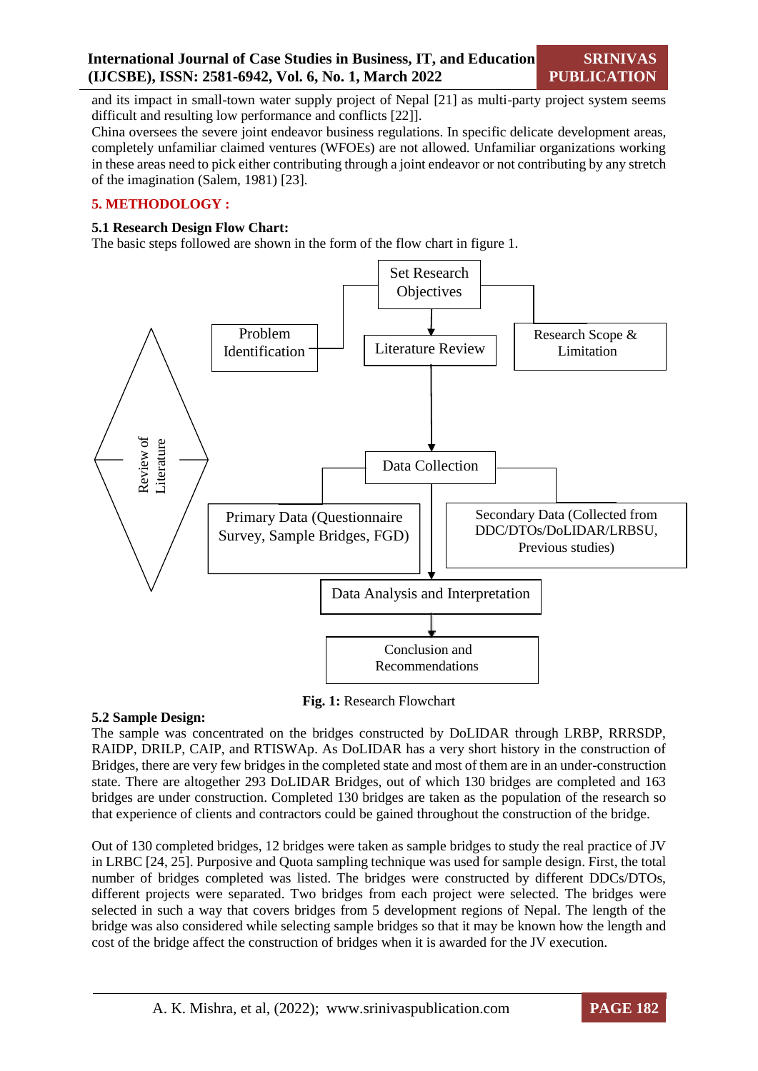and its impact in small-town water supply project of Nepal [21] as multi-party project system seems difficult and resulting low performance and conflicts [22]].

China oversees the severe joint endeavor business regulations. In specific delicate development areas, completely unfamiliar claimed ventures (WFOEs) are not allowed. Unfamiliar organizations working in these areas need to pick either contributing through a joint endeavor or not contributing by any stretch of the imagination (Salem, 1981) [23].

## 5. METHODOLOGY :

### 5.1 Research Design Flow Chart:

The basic steps followed are shown in the form of the flow chart in figure 1.

Set Research Objectives

Problem Identification

Literature Review

Research Scope & Limitation

Review of Literature

Data Collection

Primary Data (Questionnaire Survey, Sample Bridges, FGD)

Secondary Data (Collected from DDC/DTOs/DoLIDAR/LRBSU, Previous studies)

Data Analysis and Interpretation

Conclusion and Recommendations

**Fig. 1:** Research Flowchart

### 5.2 Sample Design:

The sample was concentrated on the bridges constructed by DoLIDAR through LRBP, RRRSDP, RAIDP, DRILP, CAIP, and RTISWAp. As DoLIDAR has a very short history in the construction of Bridges, there are very few bridges in the completed state and most of them are in an under-construction state. There are altogether 293 DoLIDAR Bridges, out of which 130 bridges are completed and 163 bridges are under construction. Completed 130 bridges are taken as the population of the research so that experience of clients and contractors could be gained throughout the construction of the bridge.

Out of 130 completed bridges, 12 bridges were taken as sample bridges to study the real practice of JV in LRBC [24, 25]. Purposive and Quota sampling technique was used for sample design. First, the total number of bridges completed was listed. The bridges were constructed by different DDCs/DTOs, different projects were separated. Two bridges from each project were selected. The bridges were selected in such a way that covers bridges from 5 development regions of Nepal. The length of the bridge was also considered while selecting sample bridges so that it may be known how the length and cost of the bridge affect the construction of bridges when it is awarded for the JV execution.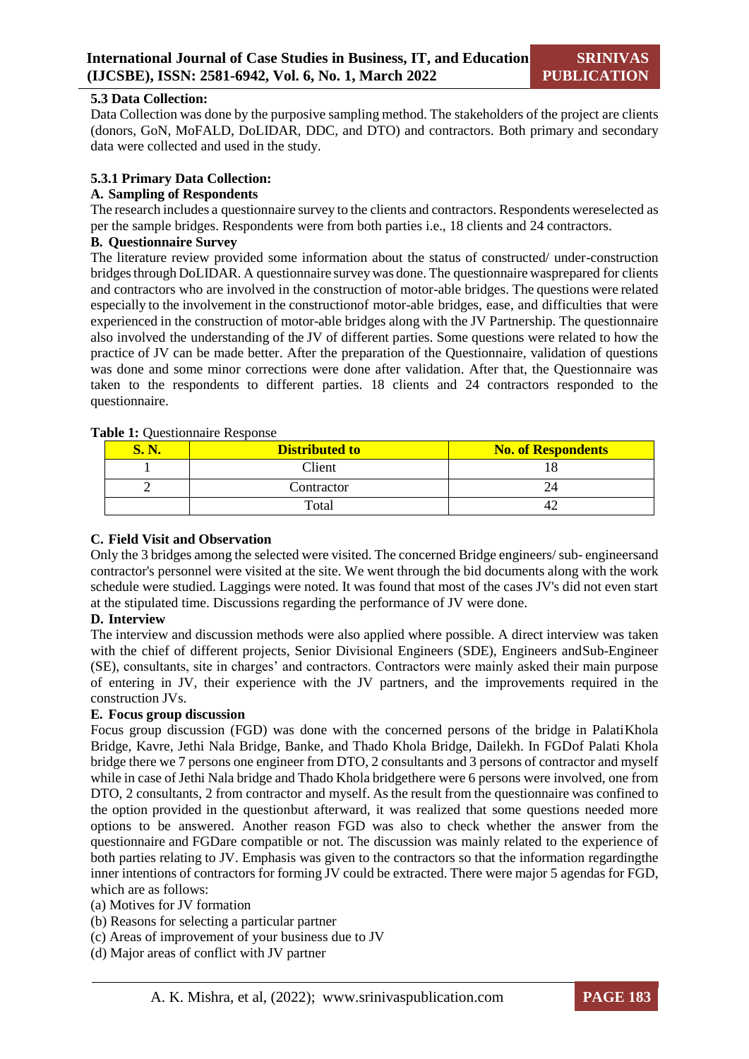### 5.3 Data Collection:

Data Collection was done by the purposive sampling method. The stakeholders of the project are clients (donors, GoN, MoFALD, DoLIDAR, DDC, and DTO) and contractors. Both primary and secondary data were collected and used in the study.

#### 5.3.1 Primary Data Collection:

**A. Sampling of Respondents**

The research includes a questionnaire survey to the clients and contractors. Respondents wereselected as per the sample bridges. Respondents were from both parties i.e., 18 clients and 24 contractors.

**B. Questionnaire Survey**

The literature review provided some information about the status of constructed/ under-construction bridges through DoLIDAR. A questionnaire survey was done. The questionnaire wasprepared for clients and contractors who are involved in the construction of motor-able bridges. The questions were related especially to the involvement in the constructionof motor-able bridges, ease, and difficulties that were experienced in the construction of motor-able bridges along with the JV Partnership. The questionnaire also involved the understanding of the JV of different parties. Some questions were related to how the practice of JV can be made better. After the preparation of the Questionnaire, validation of questions was done and some minor corrections were done after validation. After that, the Questionnaire was taken to the respondents to different parties. 18 clients and 24 contractors responded to the questionnaire.

**Table 1:** Questionnaire Response

| S. N. | Distributed to | No. of Respondents |
|---|---|---|
| 1 | Client | 18 |
| 2 | Contractor | 24 |
| | Total | 42 |

**C. Field Visit and Observation**

Only the 3 bridges among the selected were visited. The concerned Bridge engineers/ sub- engineersand contractor's personnel were visited at the site. We went through the bid documents along with the work schedule were studied. Laggings were noted. It was found that most of the cases JV's did not even start at the stipulated time. Discussions regarding the performance of JV were done.

**D. Interview**

The interview and discussion methods were also applied where possible. A direct interview was taken with the chief of different projects, Senior Divisional Engineers (SDE), Engineers andSub-Engineer (SE), consultants, site in charges' and contractors. Contractors were mainly asked their main purpose of entering in JV, their experience with the JV partners, and the improvements required in the construction JVs.

**E. Focus group discussion**

Focus group discussion (FGD) was done with the concerned persons of the bridge in PalatiKhola Bridge, Kavre, Jethi Nala Bridge, Banke, and Thado Khola Bridge, Dailekh. In FGDof Palati Khola bridge there we 7 persons one engineer from DTO, 2 consultants and 3 persons of contractor and myself while in case of Jethi Nala bridge and Thado Khola bridgethere were 6 persons were involved, one from DTO, 2 consultants, 2 from contractor and myself. As the result from the questionnaire was confined to the option provided in the questionbut afterward, it was realized that some questions needed more options to be answered. Another reason FGD was also to check whether the answer from the questionnaire and FGDare compatible or not. The discussion was mainly related to the experience of both parties relating to JV. Emphasis was given to the contractors so that the information regardingthe inner intentions of contractors for forming JV could be extracted. There were major 5 agendas for FGD, which are as follows:

(a) Motives for JV formation
(b) Reasons for selecting a particular partner
(c) Areas of improvement of your business due to JV
(d) Major areas of conflict with JV partner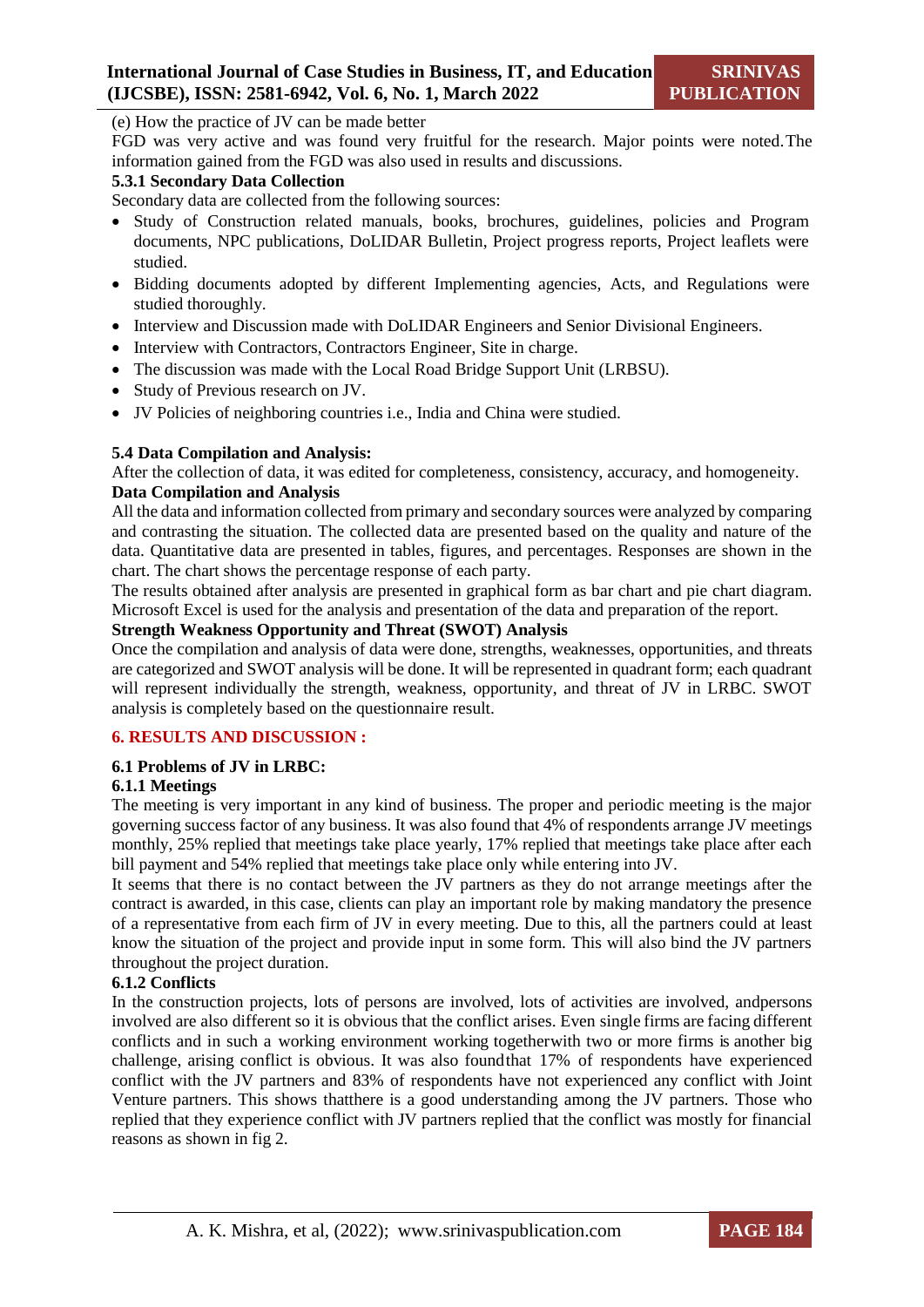(e) How the practice of JV can be made better

FGD was very active and was found very fruitful for the research. Major points were noted.The information gained from the FGD was also used in results and discussions.

**5.3.1 Secondary Data Collection**

Secondary data are collected from the following sources:

- Study of Construction related manuals, books, brochures, guidelines, policies and Program documents, NPC publications, DoLIDAR Bulletin, Project progress reports, Project leaflets were studied.
- Bidding documents adopted by different Implementing agencies, Acts, and Regulations were studied thoroughly.
- Interview and Discussion made with DoLIDAR Engineers and Senior Divisional Engineers.
- Interview with Contractors, Contractors Engineer, Site in charge.
- The discussion was made with the Local Road Bridge Support Unit (LRBSU).
- Study of Previous research on JV.
- JV Policies of neighboring countries i.e., India and China were studied.

**5.4 Data Compilation and Analysis:**

After the collection of data, it was edited for completeness, consistency, accuracy, and homogeneity.

**Data Compilation and Analysis**

All the data and information collected from primary and secondary sources were analyzed by comparing and contrasting the situation. The collected data are presented based on the quality and nature of the data. Quantitative data are presented in tables, figures, and percentages. Responses are shown in the chart. The chart shows the percentage response of each party.

The results obtained after analysis are presented in graphical form as bar chart and pie chart diagram. Microsoft Excel is used for the analysis and presentation of the data and preparation of the report.

**Strength Weakness Opportunity and Threat (SWOT) Analysis**

Once the compilation and analysis of data were done, strengths, weaknesses, opportunities, and threats are categorized and SWOT analysis will be done. It will be represented in quadrant form; each quadrant will represent individually the strength, weakness, opportunity, and threat of JV in LRBC. SWOT analysis is completely based on the questionnaire result.

## 6. RESULTS AND DISCUSSION :

### 6.1 Problems of JV in LRBC:

#### 6.1.1 Meetings

The meeting is very important in any kind of business. The proper and periodic meeting is the major governing success factor of any business. It was also found that 4% of respondents arrange JV meetings monthly, 25% replied that meetings take place yearly, 17% replied that meetings take place after each bill payment and 54% replied that meetings take place only while entering into JV.

It seems that there is no contact between the JV partners as they do not arrange meetings after the contract is awarded, in this case, clients can play an important role by making mandatory the presence of a representative from each firm of JV in every meeting. Due to this, all the partners could at least know the situation of the project and provide input in some form. This will also bind the JV partners throughout the project duration.

#### 6.1.2 Conflicts

In the construction projects, lots of persons are involved, lots of activities are involved, andpersons involved are also different so it is obvious that the conflict arises. Even single firms are facing different conflicts and in such a working environment working togetherwith two or more firms is another big challenge, arising conflict is obvious. It was also foundthat 17% of respondents have experienced conflict with the JV partners and 83% of respondents have not experienced any conflict with Joint Venture partners. This shows thatthere is a good understanding among the JV partners. Those who replied that they experience conflict with JV partners replied that the conflict was mostly for financial reasons as shown in fig 2.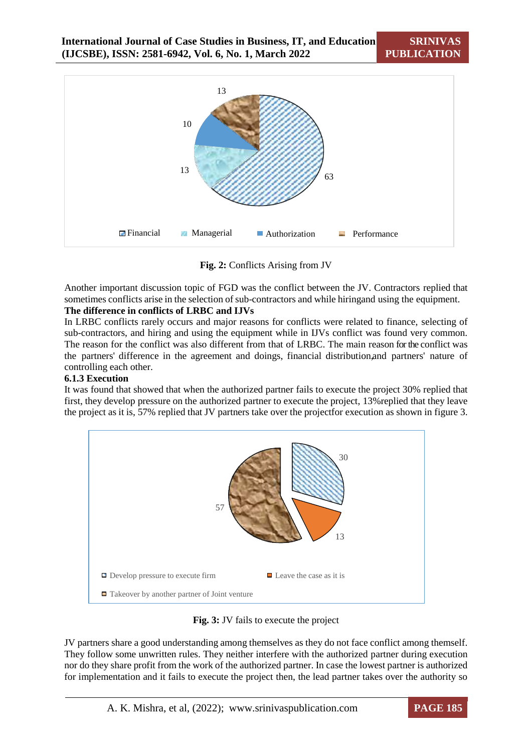Fig. 2: Conflicts Arising from JV

Another important discussion topic of FGD was the conflict between the JV. Contractors replied that sometimes conflicts arise in the selection of sub-contractors and while hiringand using the equipment.

**The difference in conflicts of LRBC and IJVs**

In LRBC conflicts rarely occurs and major reasons for conflicts were related to finance, selecting of sub-contractors, and hiring and using the equipment while in IJVs conflict was found very common. The reason for the conflict was also different from that of LRBC. The main reason for the conflict was the partners' difference in the agreement and doings, financial distribution,and partners' nature of controlling each other.

### 6.1.3 Execution

It was found that showed that when the authorized partner fails to execute the project 30% replied that first, they develop pressure on the authorized partner to execute the project, 13%replied that they leave the project as it is, 57% replied that JV partners take over the projectfor execution as shown in figure 3.

**Fig. 3:** JV fails to execute the project

JV partners share a good understanding among themselves as they do not face conflict among themself. They follow some unwritten rules. They neither interfere with the authorized partner during execution nor do they share profit from the work of the authorized partner. In case the lowest partner is authorized for implementation and it fails to execute the project then, the lead partner takes over the authority so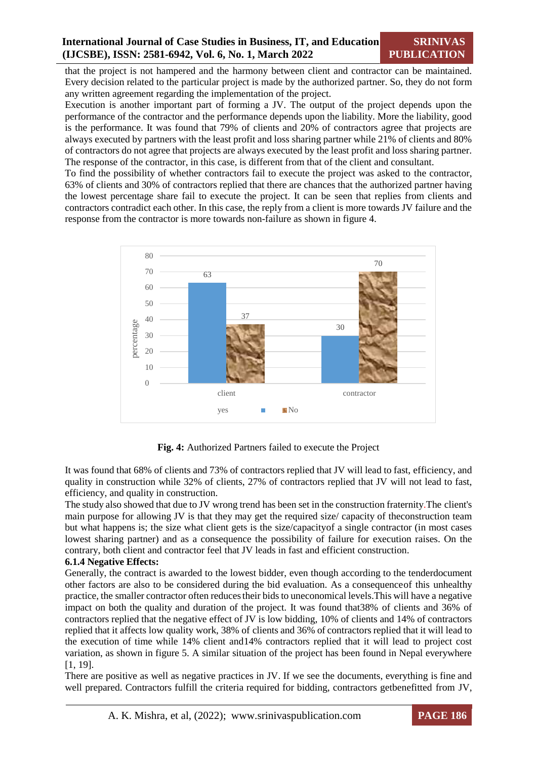that the project is not hampered and the harmony between client and contractor can be maintained. Every decision related to the particular project is made by the authorized partner. So, they do not form any written agreement regarding the implementation of the project.

Execution is another important part of forming a JV. The output of the project depends upon the performance of the contractor and the performance depends upon the liability. More the liability, good is the performance. It was found that 79% of clients and 20% of contractors agree that projects are always executed by partners with the least profit and loss sharing partner while 21% of clients and 80% of contractors do not agree that projects are always executed by the least profit and loss sharing partner. The response of the contractor, in this case, is different from that of the client and consultant.

To find the possibility of whether contractors fail to execute the project was asked to the contractor, 63% of clients and 30% of contractors replied that there are chances that the authorized partner having the lowest percentage share fail to execute the project. It can be seen that replies from clients and contractors contradict each other. In this case, the reply from a client is more towards JV failure and the response from the contractor is more towards non-failure as shown in figure 4.

| | yes | No |
|---|---|---|
| client | 63 | 37 |
| contractor | 30 | 70 |

**Fig. 4:** Authorized Partners failed to execute the Project

It was found that 68% of clients and 73% of contractors replied that JV will lead to fast, efficiency, and quality in construction while 32% of clients, 27% of contractors replied that JV will not lead to fast, efficiency, and quality in construction.

The study also showed that due to JV wrong trend has been set in the construction fraternity.The client's main purpose for allowing JV is that they may get the required size/ capacity of theconstruction team but what happens is; the size what client gets is the size/capacityof a single contractor (in most cases lowest sharing partner) and as a consequence the possibility of failure for execution raises. On the contrary, both client and contractor feel that JV leads in fast and efficient construction.

**6.1.4 Negative Effects:**

Generally, the contract is awarded to the lowest bidder, even though according to the tenderdocument other factors are also to be considered during the bid evaluation. As a consequenceof this unhealthy practice, the smaller contractor often reduces their bids to uneconomical levels.This will have a negative impact on both the quality and duration of the project. It was found that38% of clients and 36% of contractors replied that the negative effect of JV is low bidding, 10% of clients and 14% of contractors replied that it affects low quality work, 38% of clients and 36% of contractors replied that it will lead to the execution of time while 14% client and14% contractors replied that it will lead to project cost variation, as shown in figure 5. A similar situation of the project has been found in Nepal everywhere [1, 19].

There are positive as well as negative practices in JV. If we see the documents, everything is fine and well prepared. Contractors fulfill the criteria required for bidding, contractors getbenefitted from JV,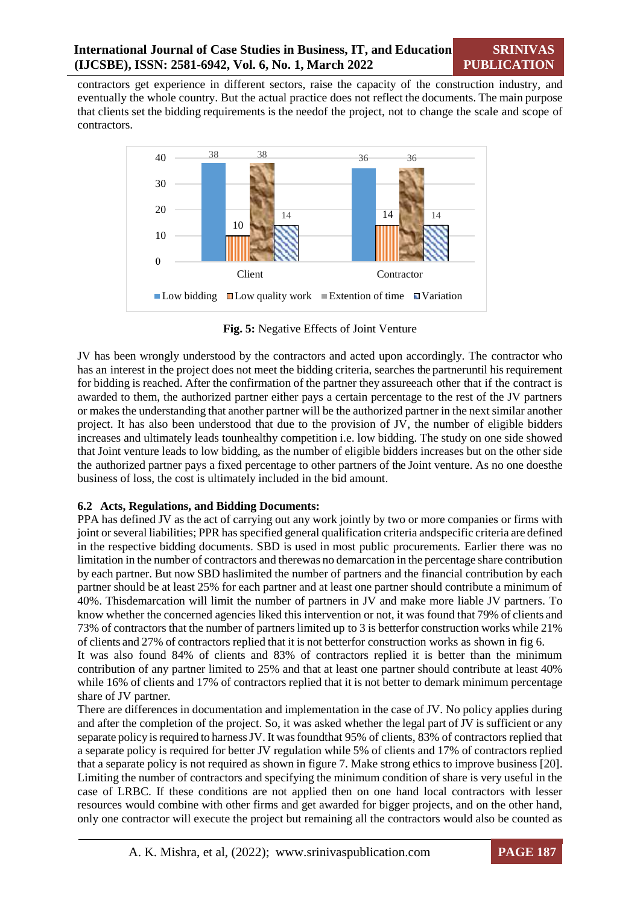contractors get experience in different sectors, raise the capacity of the construction industry, and eventually the whole country. But the actual practice does not reflect the documents. The main purpose that clients set the bidding requirements is the needof the project, not to change the scale and scope of contractors.

| | Low bidding | Low quality work | Extention of time | Variation |
|---|---|---|---|---|
| Client | 38 | 10 | 38 | 14 |
| Contractor | 36 | 14 | 36 | 14 |

**Fig. 5:** Negative Effects of Joint Venture

JV has been wrongly understood by the contractors and acted upon accordingly. The contractor who has an interest in the project does not meet the bidding criteria, searches the partneruntil his requirement for bidding is reached. After the confirmation of the partner they assureeach other that if the contract is awarded to them, the authorized partner either pays a certain percentage to the rest of the JV partners or makes the understanding that another partner will be the authorized partner in the next similar another project. It has also been understood that due to the provision of JV, the number of eligible bidders increases and ultimately leads tounhealthy competition i.e. low bidding. The study on one side showed that Joint venture leads to low bidding, as the number of eligible bidders increases but on the other side the authorized partner pays a fixed percentage to other partners of the Joint venture. As no one doesthe business of loss, the cost is ultimately included in the bid amount.

### 6.2 Acts, Regulations, and Bidding Documents:

PPA has defined JV as the act of carrying out any work jointly by two or more companies or firms with joint or several liabilities; PPR has specified general qualification criteria andspecific criteria are defined in the respective bidding documents. SBD is used in most public procurements. Earlier there was no limitation in the number of contractors and therewas no demarcation in the percentage share contribution by each partner. But now SBD haslimited the number of partners and the financial contribution by each partner should be at least 25% for each partner and at least one partner should contribute a minimum of 40%. Thisdemarcation will limit the number of partners in JV and make more liable JV partners. To know whether the concerned agencies liked this intervention or not, it was found that 79% of clients and 73% of contractors that the number of partners limited up to 3 is betterfor construction works while 21% of clients and 27% of contractors replied that it is not betterfor construction works as shown in fig 6.

It was also found 84% of clients and 83% of contractors replied it is better than the minimum contribution of any partner limited to 25% and that at least one partner should contribute at least 40% while 16% of clients and 17% of contractors replied that it is not better to demark minimum percentage share of JV partner.

There are differences in documentation and implementation in the case of JV. No policy applies during and after the completion of the project. So, it was asked whether the legal part of JV is sufficient or any separate policy is required to harness JV. It was foundthat 95% of clients, 83% of contractors replied that a separate policy is required for better JV regulation while 5% of clients and 17% of contractors replied that a separate policy is not required as shown in figure 7. Make strong ethics to improve business [20]. Limiting the number of contractors and specifying the minimum condition of share is very useful in the case of LRBC. If these conditions are not applied then on one hand local contractors with lesser resources would combine with other firms and get awarded for bigger projects, and on the other hand, only one contractor will execute the project but remaining all the contractors would also be counted as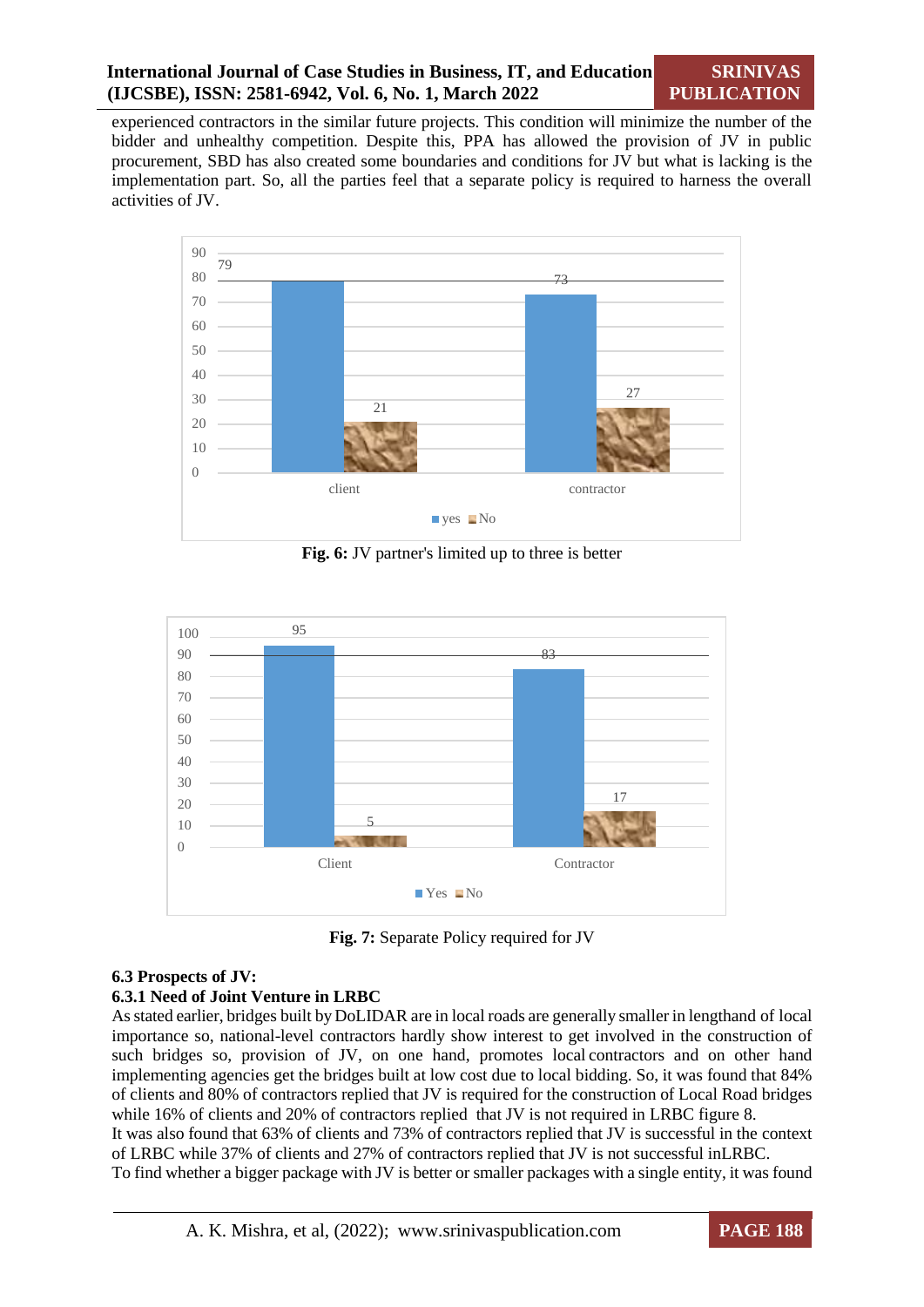experienced contractors in the similar future projects. This condition will minimize the number of the bidder and unhealthy competition. Despite this, PPA has allowed the provision of JV in public procurement, SBD has also created some boundaries and conditions for JV but what is lacking is the implementation part. So, all the parties feel that a separate policy is required to harness the overall activities of JV.

| | yes | No |
|---|---|---|
| client | 79 | 21 |
| contractor | 73 | 27 |

**Fig. 6:** JV partner's limited up to three is better

| | Yes | No |
|---|---|---|
| Client | 95 | 5 |
| Contractor | 83 | 17 |

**Fig. 7:** Separate Policy required for JV

### 6.3 Prospects of JV:

#### 6.3.1 Need of Joint Venture in LRBC

As stated earlier, bridges built by DoLIDAR are in local roads are generally smaller in lengthand of local importance so, national-level contractors hardly show interest to get involved in the construction of such bridges so, provision of JV, on one hand, promotes local contractors and on other hand implementing agencies get the bridges built at low cost due to local bidding. So, it was found that 84% of clients and 80% of contractors replied that JV is required for the construction of Local Road bridges while 16% of clients and 20% of contractors replied that JV is not required in LRBC figure 8.

It was also found that 63% of clients and 73% of contractors replied that JV is successful in the context of LRBC while 37% of clients and 27% of contractors replied that JV is not successful inLRBC.

To find whether a bigger package with JV is better or smaller packages with a single entity, it was found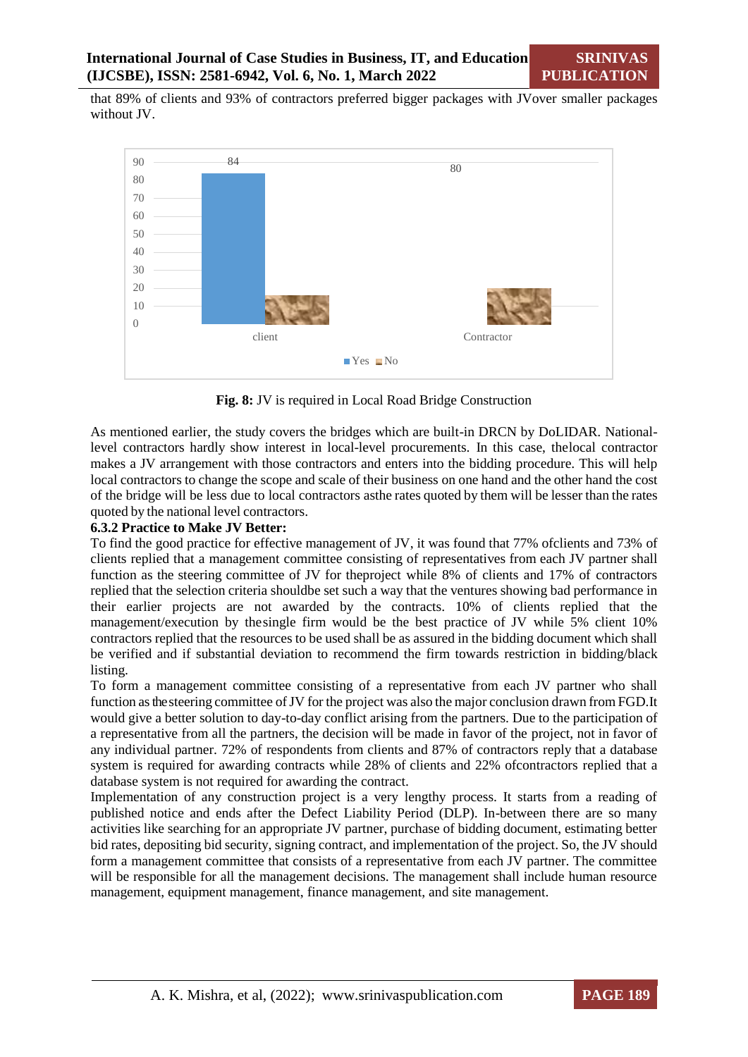that 89% of clients and 93% of contractors preferred bigger packages with JVover smaller packages without JV.

**Fig. 8:** JV is required in Local Road Bridge Construction

As mentioned earlier, the study covers the bridges which are built-in DRCN by DoLIDAR. National-level contractors hardly show interest in local-level procurements. In this case, thelocal contractor makes a JV arrangement with those contractors and enters into the bidding procedure. This will help local contractors to change the scope and scale of their business on one hand and the other hand the cost of the bridge will be less due to local contractors asthe rates quoted by them will be lesser than the rates quoted by the national level contractors.

**6.3.2 Practice to Make JV Better:**

To find the good practice for effective management of JV, it was found that 77% ofclients and 73% of clients replied that a management committee consisting of representatives from each JV partner shall function as the steering committee of JV for theproject while 8% of clients and 17% of contractors replied that the selection criteria shouldbe set such a way that the ventures showing bad performance in their earlier projects are not awarded by the contracts. 10% of clients replied that the management/execution by thesingle firm would be the best practice of JV while 5% client 10% contractors replied that the resources to be used shall be as assured in the bidding document which shall be verified and if substantial deviation to recommend the firm towards restriction in bidding/black listing.

To form a management committee consisting of a representative from each JV partner who shall function as thesteering committee of JV for the project was also the major conclusion drawn from FGD.It would give a better solution to day-to-day conflict arising from the partners. Due to the participation of a representative from all the partners, the decision will be made in favor of the project, not in favor of any individual partner. 72% of respondents from clients and 87% of contractors reply that a database system is required for awarding contracts while 28% of clients and 22% ofcontractors replied that a database system is not required for awarding the contract.

Implementation of any construction project is a very lengthy process. It starts from a reading of published notice and ends after the Defect Liability Period (DLP). In-between there are so many activities like searching for an appropriate JV partner, purchase of bidding document, estimating better bid rates, depositing bid security, signing contract, and implementation of the project. So, the JV should form a management committee that consists of a representative from each JV partner. The committee will be responsible for all the management decisions. The management shall include human resource management, equipment management, finance management, and site management.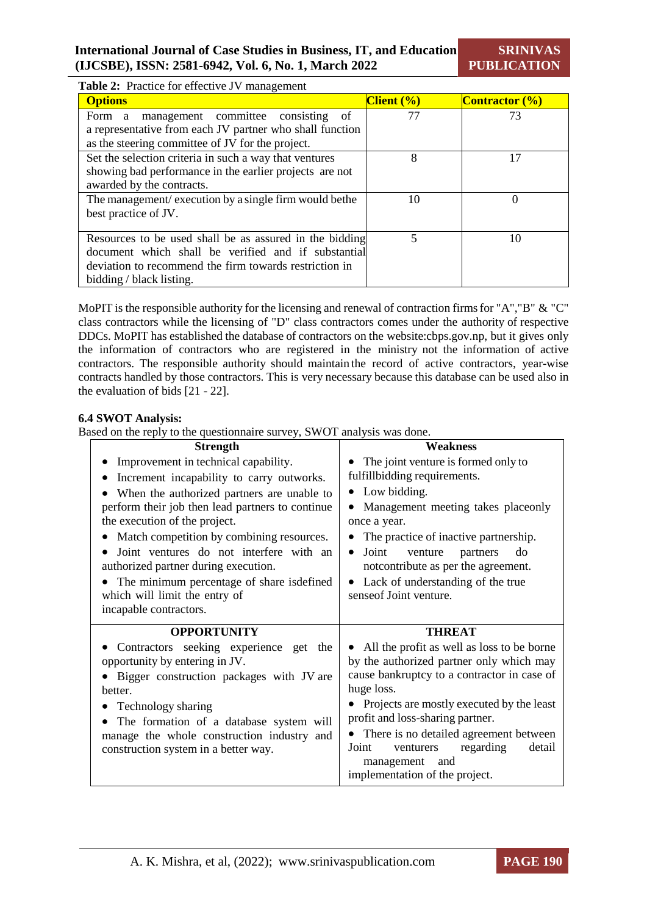**Table 2:** Practice for effective JV management

| Options | Client (%) | Contractor (%) |
|---|---|---|
| Form a management committee consisting of a representative from each JV partner who shall function as the steering committee of JV for the project. | 77 | 73 |
| Set the selection criteria in such a way that ventures showing bad performance in the earlier projects are not awarded by the contracts. | 8 | 17 |
| The management/ execution by a single firm would bethe best practice of JV. | 10 | 0 |
| Resources to be used shall be as assured in the bidding document which shall be verified and if substantial deviation to recommend the firm towards restriction in bidding / black listing. | 5 | 10 |

MoPIT is the responsible authority for the licensing and renewal of contraction firms for "A","B" & "C" class contractors while the licensing of "D" class contractors comes under the authority of respective DDCs. MoPIT has established the database of contractors on the website:cbps.gov.np, but it gives only the information of contractors who are registered in the ministry not the information of active contractors. The responsible authority should maintain the record of active contractors, year-wise contracts handled by those contractors. This is very necessary because this database can be used also in the evaluation of bids [21 - 22].

### 6.4 SWOT Analysis:

Based on the reply to the questionnaire survey, SWOT analysis was done.

| Strength | Weakness |
|---|---|
| • Improvement in technical capability.<br>• Increment incapability to carry outworks.<br>• When the authorized partners are unable to perform their job then lead partners to continue the execution of the project.<br>• Match competition by combining resources.<br>• Joint ventures do not interfere with an authorized partner during execution.<br>• The minimum percentage of share isdefined which will limit the entry of incapable contractors. | • The joint venture is formed only to fulfillbidding requirements.<br>• Low bidding.<br>• Management meeting takes placeonly once a year.<br>• The practice of inactive partnership.<br>• Joint venture partners do notcontribute as per the agreement.<br>• Lack of understanding of the true senseof Joint venture. |
| **OPPORTUNITY** | **THREAT** |
| • Contractors seeking experience get the opportunity by entering in JV.<br>• Bigger construction packages with JV are better.<br>• Technology sharing<br>• The formation of a database system will manage the whole construction industry and construction system in a better way. | • All the profit as well as loss to be borne by the authorized partner only which may cause bankruptcy to a contractor in case of huge loss.<br>• Projects are mostly executed by the least profit and loss-sharing partner.<br>• There is no detailed agreement between Joint venturers regarding detail management and implementation of the project. |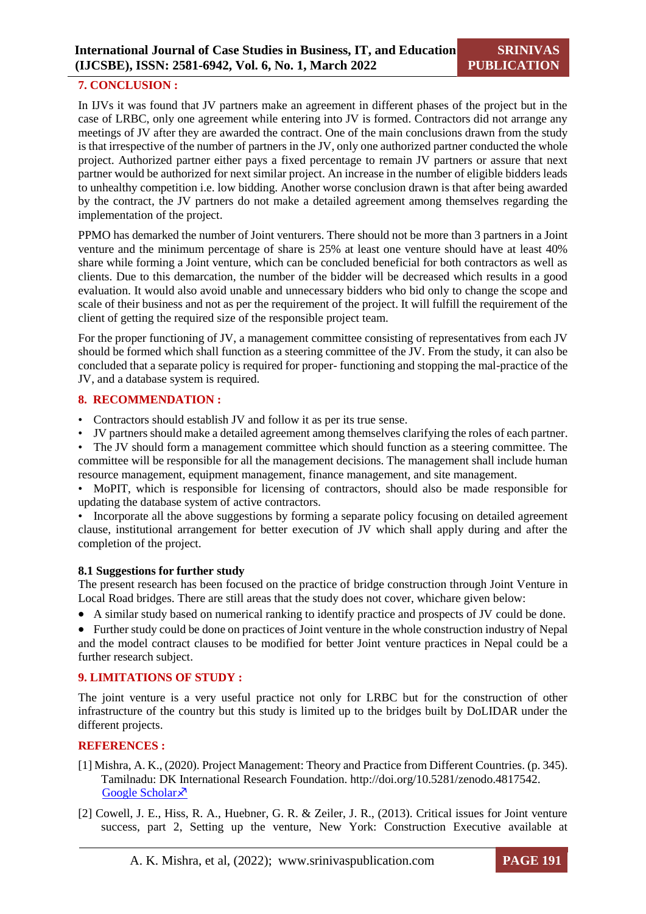## 7. CONCLUSION :

In IJVs it was found that JV partners make an agreement in different phases of the project but in the case of LRBC, only one agreement while entering into JV is formed. Contractors did not arrange any meetings of JV after they are awarded the contract. One of the main conclusions drawn from the study is that irrespective of the number of partners in the JV, only one authorized partner conducted the whole project. Authorized partner either pays a fixed percentage to remain JV partners or assure that next partner would be authorized for next similar project. An increase in the number of eligible bidders leads to unhealthy competition i.e. low bidding. Another worse conclusion drawn is that after being awarded by the contract, the JV partners do not make a detailed agreement among themselves regarding the implementation of the project.

PPMO has demarked the number of Joint venturers. There should not be more than 3 partners in a Joint venture and the minimum percentage of share is 25% at least one venture should have at least 40% share while forming a Joint venture, which can be concluded beneficial for both contractors as well as clients. Due to this demarcation, the number of the bidder will be decreased which results in a good evaluation. It would also avoid unable and unnecessary bidders who bid only to change the scope and scale of their business and not as per the requirement of the project. It will fulfill the requirement of the client of getting the required size of the responsible project team.

For the proper functioning of JV, a management committee consisting of representatives from each JV should be formed which shall function as a steering committee of the JV. From the study, it can also be concluded that a separate policy is required for proper- functioning and stopping the mal-practice of the JV, and a database system is required.

## 8. RECOMMENDATION :

- Contractors should establish JV and follow it as per its true sense.
- JV partners should make a detailed agreement among themselves clarifying the roles of each partner.
- The JV should form a management committee which should function as a steering committee. The committee will be responsible for all the management decisions. The management shall include human resource management, equipment management, finance management, and site management.
- MoPIT, which is responsible for licensing of contractors, should also be made responsible for updating the database system of active contractors.
- Incorporate all the above suggestions by forming a separate policy focusing on detailed agreement clause, institutional arrangement for better execution of JV which shall apply during and after the completion of the project.

### 8.1 Suggestions for further study

The present research has been focused on the practice of bridge construction through Joint Venture in Local Road bridges. There are still areas that the study does not cover, whichare given below:

- A similar study based on numerical ranking to identify practice and prospects of JV could be done.
- Further study could be done on practices of Joint venture in the whole construction industry of Nepal and the model contract clauses to be modified for better Joint venture practices in Nepal could be a further research subject.

## 9. LIMITATIONS OF STUDY :

The joint venture is a very useful practice not only for LRBC but for the construction of other infrastructure of the country but this study is limited up to the bridges built by DoLIDAR under the different projects.

## REFERENCES :

[1] Mishra, A. K., (2020). Project Management: Theory and Practice from Different Countries. (p. 345). Tamilnadu: DK International Research Foundation. http://doi.org/10.5281/zenodo.4817542. Google Scholar↗

[2] Cowell, J. E., Hiss, R. A., Huebner, G. R. & Zeiler, J. R., (2013). Critical issues for Joint venture success, part 2, Setting up the venture, New York: Construction Executive available at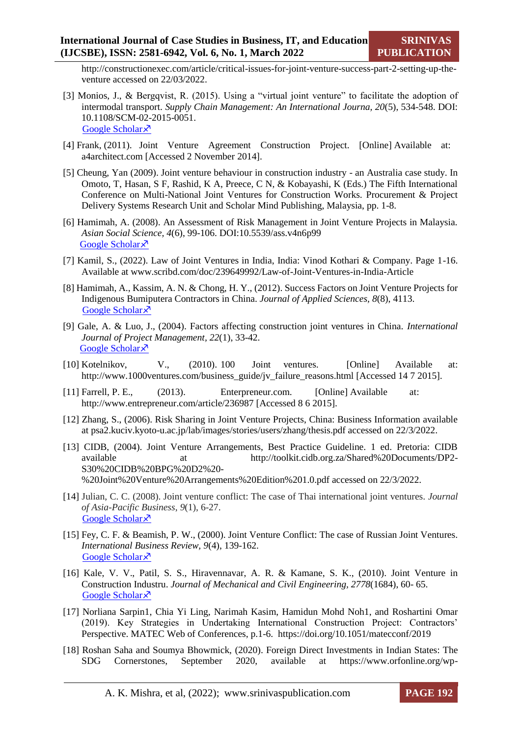http://constructionexec.com/article/critical-issues-for-joint-venture-success-part-2-setting-up-the-venture accessed on 22/03/2022.

[3] Monios, J., & Bergqvist, R. (2015). Using a "virtual joint venture" to facilitate the adoption of intermodal transport. *Supply Chain Management: An International Journa, 20*(5), 534-548. DOI: 10.1108/SCM-02-2015-0051.
Google Scholar↗

[4] Frank, (2011). Joint Venture Agreement Construction Project. [Online] Available at: a4architect.com [Accessed 2 November 2014].

[5] Cheung, Yan (2009). Joint venture behaviour in construction industry - an Australia case study. In Omoto, T, Hasan, S F, Rashid, K A, Preece, C N, & Kobayashi, K (Eds.) The Fifth International Conference on Multi-National Joint Ventures for Construction Works. Procurement & Project Delivery Systems Research Unit and Scholar Mind Publishing, Malaysia, pp. 1-8.

[6] Hamimah, A. (2008). An Assessment of Risk Management in Joint Venture Projects in Malaysia. *Asian Social Science, 4*(6), 99-106. DOI:10.5539/ass.v4n6p99
Google Scholar↗

[7] Kamil, S., (2022). Law of Joint Ventures in India, India: Vinod Kothari & Company. Page 1-16. Available at www.scribd.com/doc/239649992/Law-of-Joint-Ventures-in-India-Article

[8] Hamimah, A., Kassim, A. N. & Chong, H. Y., (2012). Success Factors on Joint Venture Projects for Indigenous Bumiputera Contractors in China. *Journal of Applied Sciences, 8*(8), 4113.
Google Scholar↗

[9] Gale, A. & Luo, J., (2004). Factors affecting construction joint ventures in China. *International Journal of Project Management, 22*(1), 33-42.
Google Scholar↗

[10] Kotelnikov, V., (2010). 100 Joint ventures. [Online] Available at: http://www.1000ventures.com/business_guide/jv_failure_reasons.html [Accessed 14 7 2015].

[11] Farrell, P. E., (2013). Enterpreneur.com. [Online] Available at: http://www.entrepreneur.com/article/236987 [Accessed 8 6 2015].

[12] Zhang, S., (2006). Risk Sharing in Joint Venture Projects, China: Business Information available at psa2.kuciv.kyoto-u.ac.jp/lab/images/stories/users/zhang/thesis.pdf accessed on 22/3/2022.

[13] CIDB, (2004). Joint Venture Arrangements, Best Practice Guideline. 1 ed. Pretoria: CIDB available at http://toolkit.cidb.org.za/Shared%20Documents/DP2-S30%20CIDB%20BPG%20D2%20-%20Joint%20Venture%20Arrangements%20Edition%201.0.pdf accessed on 22/3/2022.

[14] Julian, C. C. (2008). Joint venture conflict: The case of Thai international joint ventures. *Journal of Asia-Pacific Business, 9*(1), 6-27.
Google Scholar↗

[15] Fey, C. F. & Beamish, P. W., (2000). Joint Venture Conflict: The case of Russian Joint Ventures. *International Business Review, 9*(4), 139-162.
Google Scholar↗

[16] Kale, V. V., Patil, S. S., Hiravennavar, A. R. & Kamane, S. K., (2010). Joint Venture in Construction Industru. *Journal of Mechanical and Civil Engineering, 2778*(1684), 60- 65.
Google Scholar↗

[17] Norliana Sarpin1, Chia Yi Ling, Narimah Kasim, Hamidun Mohd Noh1, and Roshartini Omar (2019). Key Strategies in Undertaking International Construction Project: Contractors' Perspective. MATEC Web of Conferences, p.1-6. https://doi.org/10.1051/matecconf/2019

[18] Roshan Saha and Soumya Bhowmick, (2020). Foreign Direct Investments in Indian States: The SDG Cornerstones, September 2020, available at https://www.orfonline.org/wp-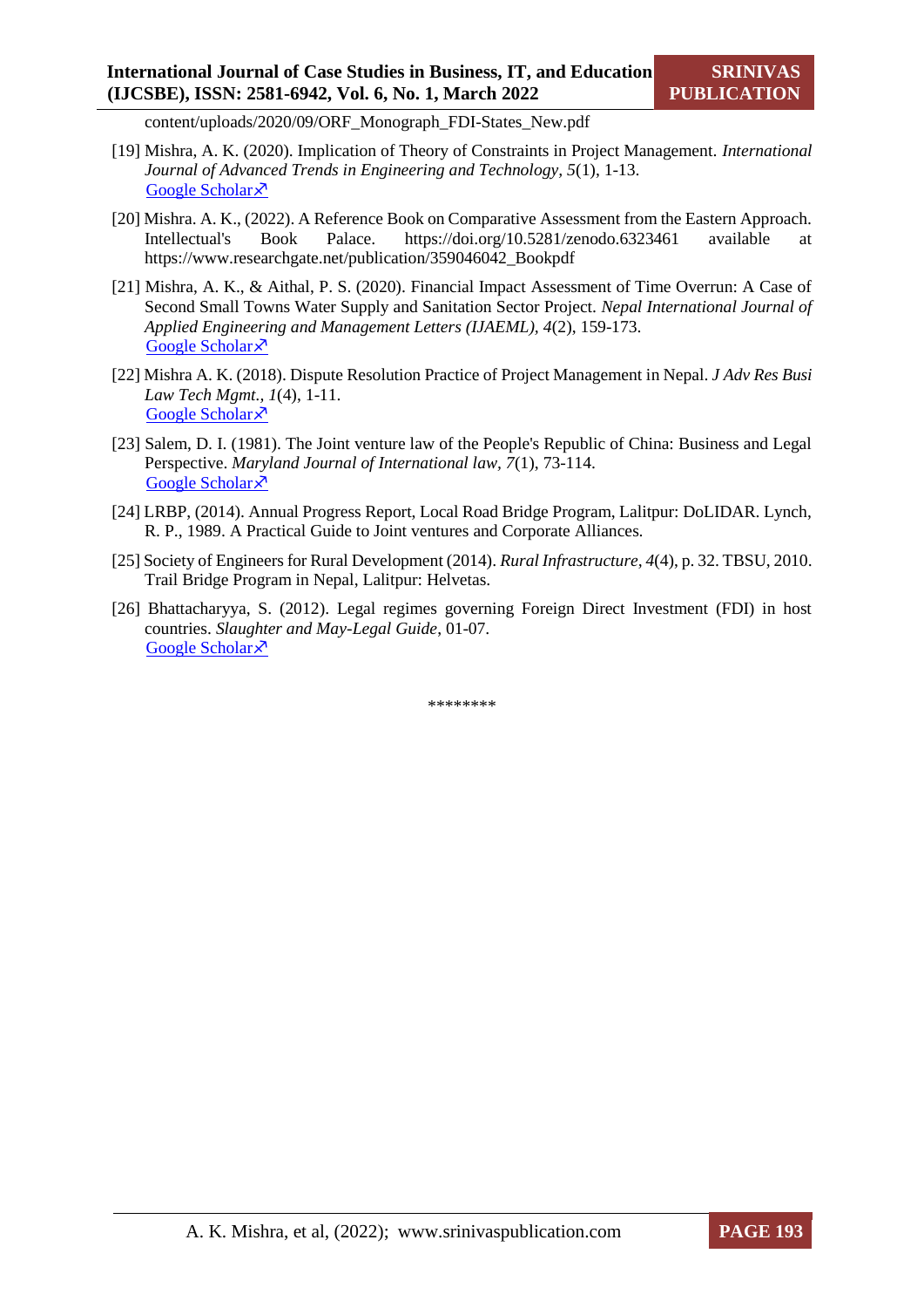content/uploads/2020/09/ORF_Monograph_FDI-States_New.pdf

[19] Mishra, A. K. (2020). Implication of Theory of Constraints in Project Management. *International Journal of Advanced Trends in Engineering and Technology, 5*(1), 1-13. Google Scholar↗

[20] Mishra. A. K., (2022). A Reference Book on Comparative Assessment from the Eastern Approach. Intellectual's Book Palace. https://doi.org/10.5281/zenodo.6323461 available at https://www.researchgate.net/publication/359046042_Bookpdf

[21] Mishra, A. K., & Aithal, P. S. (2020). Financial Impact Assessment of Time Overrun: A Case of Second Small Towns Water Supply and Sanitation Sector Project. *Nepal International Journal of Applied Engineering and Management Letters (IJAEML), 4*(2), 159-173. Google Scholar↗

[22] Mishra A. K. (2018). Dispute Resolution Practice of Project Management in Nepal. *J Adv Res Busi Law Tech Mgmt., 1*(4), 1-11. Google Scholar↗

[23] Salem, D. I. (1981). The Joint venture law of the People's Republic of China: Business and Legal Perspective. *Maryland Journal of International law, 7*(1), 73-114. Google Scholar↗

[24] LRBP, (2014). Annual Progress Report, Local Road Bridge Program, Lalitpur: DoLIDAR. Lynch, R. P., 1989. A Practical Guide to Joint ventures and Corporate Alliances.

[25] Society of Engineers for Rural Development (2014). *Rural Infrastructure, 4*(4), p. 32. TBSU, 2010. Trail Bridge Program in Nepal, Lalitpur: Helvetas.

[26] Bhattacharyya, S. (2012). Legal regimes governing Foreign Direct Investment (FDI) in host countries. *Slaughter and May-Legal Guide*, 01-07. Google Scholar↗

********